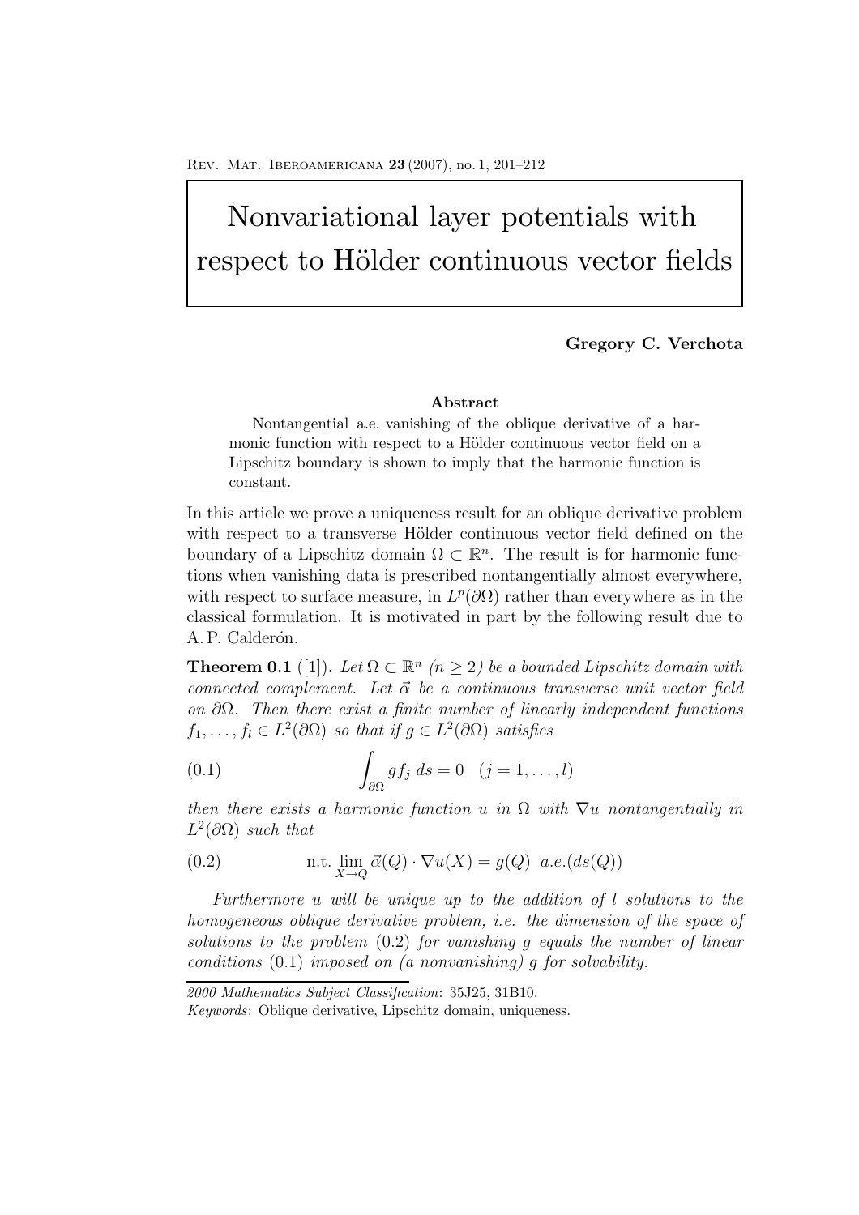# Nonvariational layer potentials with respect to Hölder continuous vector fields

**Gregory C. Verchota**

**Abstract**

Nontangential a.e. vanishing of the oblique derivative of a harmonic function with respect to a Hölder continuous vector field on a Lipschitz boundary is shown to imply that the harmonic function is constant.

In this article we prove a uniqueness result for an oblique derivative problem with respect to a transverse Hölder continuous vector field defined on the boundary of a Lipschitz domain $\Omega \subset \mathbb{R}^n$. The result is for harmonic functions when vanishing data is prescribed nontangentially almost everywhere, with respect to surface measure, in $L^p(\partial\Omega)$ rather than everywhere as in the classical formulation. It is motivated in part by the following result due to A. P. Calderón.

**Theorem 0.1** ([1])**.** *Let $\Omega \subset \mathbb{R}^n$ ($n \geq 2$) be a bounded Lipschitz domain with connected complement. Let $\vec{\alpha}$ be a continuous transverse unit vector field on $\partial\Omega$. Then there exist a finite number of linearly independent functions $f_1, \ldots, f_l \in L^2(\partial\Omega)$ so that if $g \in L^2(\partial\Omega)$ satisfies*

$$\int_{\partial\Omega} g f_j \, ds = 0 \quad (j = 1, \ldots, l) \tag{0.1}$$

*then there exists a harmonic function $u$ in $\Omega$ with $\nabla u$ nontangentially in $L^2(\partial\Omega)$ such that*

$$\text{n.t.} \lim_{X \to Q} \vec{\alpha}(Q) \cdot \nabla u(X) = g(Q) \ \ a.e.(ds(Q)) \tag{0.2}$$

*Furthermore $u$ will be unique up to the addition of $l$ solutions to the homogeneous oblique derivative problem, i.e. the dimension of the space of solutions to the problem* (0.2) *for vanishing $g$ equals the number of linear conditions* (0.1) *imposed on (a nonvanishing) $g$ for solvability.*

---

*2000 Mathematics Subject Classification*: 35J25, 31B10.

*Keywords*: Oblique derivative, Lipschitz domain, uniqueness.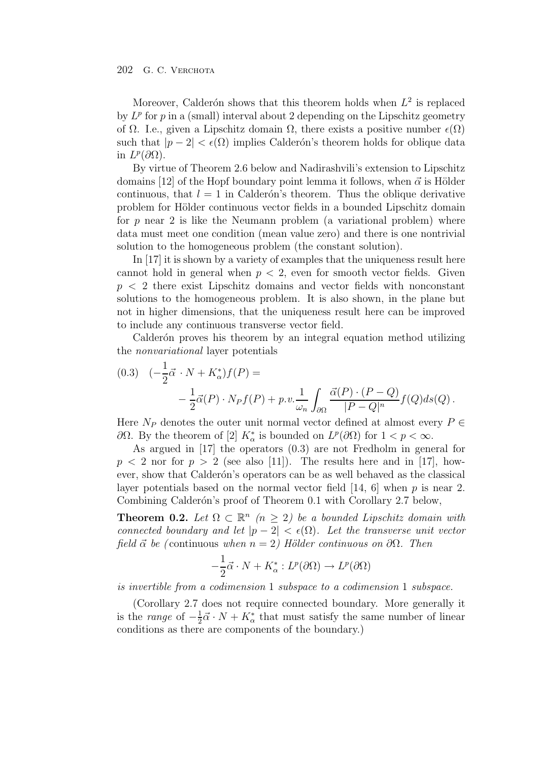Moreover, Calderón shows that this theorem holds when $L^2$ is replaced by $L^p$ for $p$ in a (small) interval about 2 depending on the Lipschitz geometry of $\Omega$. I.e., given a Lipschitz domain $\Omega$, there exists a positive number $\epsilon(\Omega)$ such that $|p-2| < \epsilon(\Omega)$ implies Calderón's theorem holds for oblique data in $L^p(\partial\Omega)$.

By virtue of Theorem 2.6 below and Nadirashvili's extension to Lipschitz domains [12] of the Hopf boundary point lemma it follows, when $\vec{\alpha}$ is Hölder continuous, that $l = 1$ in Calderón's theorem. Thus the oblique derivative problem for Hölder continuous vector fields in a bounded Lipschitz domain for $p$ near 2 is like the Neumann problem (a variational problem) where data must meet one condition (mean value zero) and there is one nontrivial solution to the homogeneous problem (the constant solution).

In [17] it is shown by a variety of examples that the uniqueness result here cannot hold in general when $p < 2$, even for smooth vector fields. Given $p < 2$ there exist Lipschitz domains and vector fields with nonconstant solutions to the homogeneous problem. It is also shown, in the plane but not in higher dimensions, that the uniqueness result here can be improved to include any continuous transverse vector field.

Calderón proves his theorem by an integral equation method utilizing the *nonvariational* layer potentials

$$(0.3)\quad (-\frac{1}{2}\vec{\alpha}\cdot N + K_\alpha^*)f(P) = -\frac{1}{2}\vec{\alpha}(P)\cdot N_P f(P) + p.v.\frac{1}{\omega_n}\int_{\partial\Omega}\frac{\vec{\alpha}(P)\cdot(P-Q)}{|P-Q|^n}f(Q)ds(Q)\,.$$

Here $N_P$ denotes the outer unit normal vector defined at almost every $P \in \partial\Omega$. By the theorem of [2] $K_\alpha^*$ is bounded on $L^p(\partial\Omega)$ for $1 < p < \infty$.

As argued in [17] the operators (0.3) are not Fredholm in general for $p < 2$ nor for $p > 2$ (see also [11]). The results here and in [17], however, show that Calderón's operators can be as well behaved as the classical layer potentials based on the normal vector field [14, 6] when $p$ is near 2. Combining Calderón's proof of Theorem 0.1 with Corollary 2.7 below,

**Theorem 0.2.** *Let $\Omega \subset \mathbb{R}^n$ $(n \geq 2)$ be a bounded Lipschitz domain with connected boundary and let $|p-2| < \epsilon(\Omega)$. Let the transverse unit vector field $\vec{\alpha}$ be (*continuous *when $n = 2$) Hölder continuous on $\partial\Omega$. Then*

$$-\frac{1}{2}\vec{\alpha}\cdot N + K_\alpha^* : L^p(\partial\Omega) \to L^p(\partial\Omega)$$

*is invertible from a codimension 1 subspace to a codimension 1 subspace.*

(Corollary 2.7 does not require connected boundary. More generally it is the *range* of $-\frac{1}{2}\vec{\alpha}\cdot N + K_\alpha^*$ that must satisfy the same number of linear conditions as there are components of the boundary.)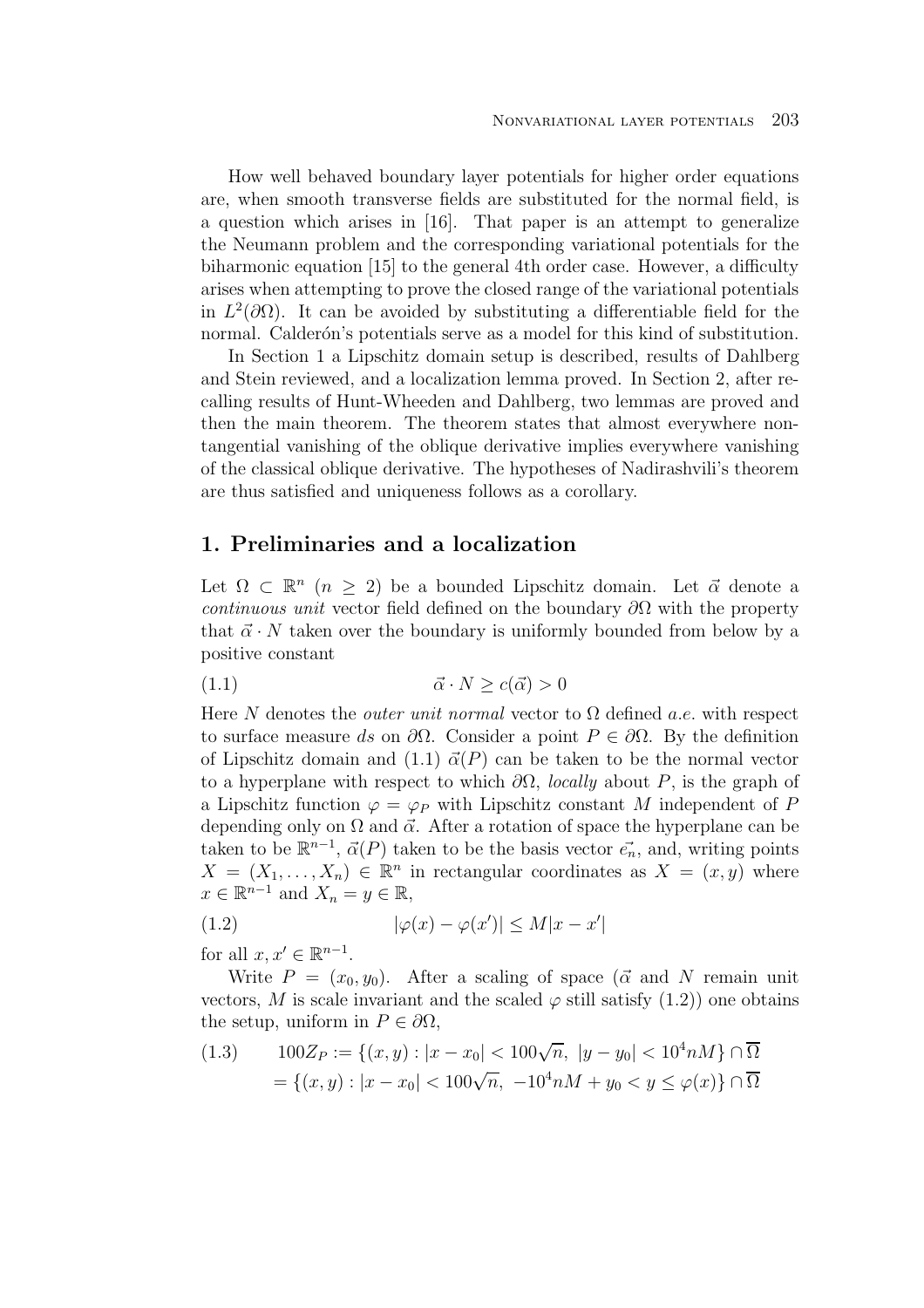How well behaved boundary layer potentials for higher order equations are, when smooth transverse fields are substituted for the normal field, is a question which arises in [16]. That paper is an attempt to generalize the Neumann problem and the corresponding variational potentials for the biharmonic equation [15] to the general 4th order case. However, a difficulty arises when attempting to prove the closed range of the variational potentials in $L^2(\partial\Omega)$. It can be avoided by substituting a differentiable field for the normal. Calderón's potentials serve as a model for this kind of substitution.

In Section 1 a Lipschitz domain setup is described, results of Dahlberg and Stein reviewed, and a localization lemma proved. In Section 2, after recalling results of Hunt-Wheeden and Dahlberg, two lemmas are proved and then the main theorem. The theorem states that almost everywhere nontangential vanishing of the oblique derivative implies everywhere vanishing of the classical oblique derivative. The hypotheses of Nadirashvili's theorem are thus satisfied and uniqueness follows as a corollary.

## 1. Preliminaries and a localization

Let $\Omega \subset \mathbb{R}^n$ ($n \geq 2$) be a bounded Lipschitz domain. Let $\vec{\alpha}$ denote a *continuous unit* vector field defined on the boundary $\partial\Omega$ with the property that $\vec{\alpha} \cdot N$ taken over the boundary is uniformly bounded from below by a positive constant

$$\vec{\alpha} \cdot N \geq c(\vec{\alpha}) > 0 \tag{1.1}$$

Here $N$ denotes the *outer unit normal* vector to $\Omega$ defined *a.e.* with respect to surface measure $ds$ on $\partial\Omega$. Consider a point $P \in \partial\Omega$. By the definition of Lipschitz domain and (1.1) $\vec{\alpha}(P)$ can be taken to be the normal vector to a hyperplane with respect to which $\partial\Omega$, *locally* about $P$, is the graph of a Lipschitz function $\varphi = \varphi_P$ with Lipschitz constant $M$ independent of $P$ depending only on $\Omega$ and $\vec{\alpha}$. After a rotation of space the hyperplane can be taken to be $\mathbb{R}^{n-1}$, $\vec{\alpha}(P)$ taken to be the basis vector $\vec{e_n}$, and, writing points $X = (X_1, \dots, X_n) \in \mathbb{R}^n$ in rectangular coordinates as $X = (x, y)$ where $x \in \mathbb{R}^{n-1}$ and $X_n = y \in \mathbb{R}$,

$$|\varphi(x) - \varphi(x')| \leq M|x - x'| \tag{1.2}$$

for all $x, x' \in \mathbb{R}^{n-1}$.

Write $P = (x_0, y_0)$. After a scaling of space ($\vec{\alpha}$ and $N$ remain unit vectors, $M$ is scale invariant and the scaled $\varphi$ still satisfy (1.2)) one obtains the setup, uniform in $P \in \partial\Omega$,

$$\begin{aligned} 100Z_P &:= \{(x, y) : |x - x_0| < 100\sqrt{n},\ |y - y_0| < 10^4 nM\} \cap \overline{\Omega} \\ &= \{(x, y) : |x - x_0| < 100\sqrt{n},\ -10^4 nM + y_0 < y \leq \varphi(x)\} \cap \overline{\Omega} \end{aligned} \tag{1.3}$$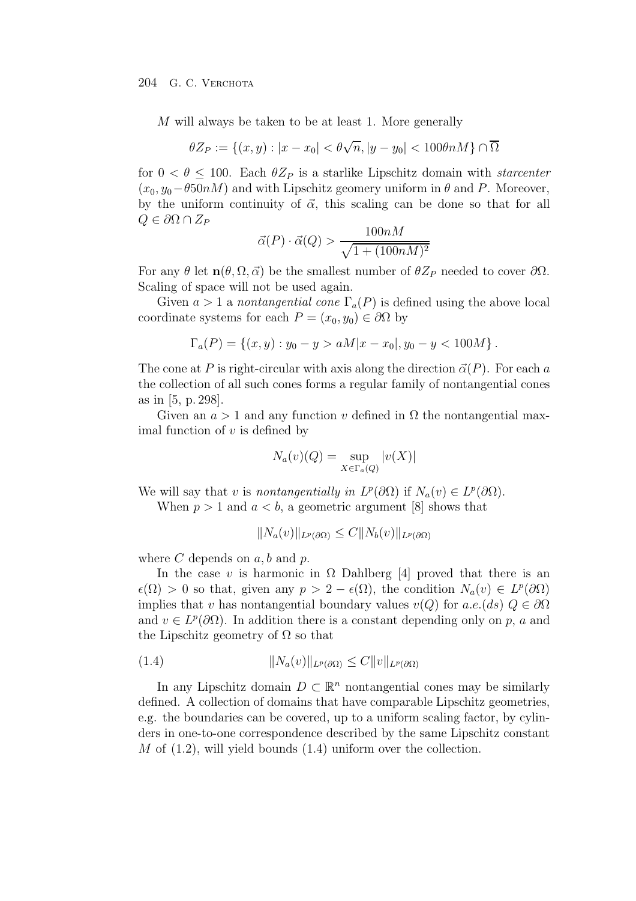$M$ will always be taken to be at least 1. More generally

$$\theta Z_P := \{(x,y) : |x - x_0| < \theta\sqrt{n}, |y - y_0| < 100\theta n M\} \cap \overline{\Omega}$$

for $0 < \theta \leq 100$. Each $\theta Z_P$ is a starlike Lipschitz domain with *starcenter* $(x_0, y_0 - \theta 50nM)$ and with Lipschitz geomery uniform in $\theta$ and $P$. Moreover, by the uniform continuity of $\vec{\alpha}$, this scaling can be done so that for all $Q \in \partial\Omega \cap Z_P$

$$\vec{\alpha}(P) \cdot \vec{\alpha}(Q) > \frac{100nM}{\sqrt{1 + (100nM)^2}}$$

For any $\theta$ let $\mathbf{n}(\theta, \Omega, \vec{\alpha})$ be the smallest number of $\theta Z_P$ needed to cover $\partial\Omega$. Scaling of space will not be used again.

Given $a > 1$ a *nontangential cone* $\Gamma_a(P)$ is defined using the above local coordinate systems for each $P = (x_0, y_0) \in \partial\Omega$ by

$$\Gamma_a(P) = \{(x,y) : y_0 - y > aM|x - x_0|, y_0 - y < 100M\}.$$

The cone at $P$ is right-circular with axis along the direction $\vec{\alpha}(P)$. For each $a$ the collection of all such cones forms a regular family of nontangential cones as in [5, p. 298].

Given an $a > 1$ and any function $v$ defined in $\Omega$ the nontangential maximal function of $v$ is defined by

$$N_a(v)(Q) = \sup_{X \in \Gamma_a(Q)} |v(X)|$$

We will say that $v$ is *nontangentially in* $L^p(\partial\Omega)$ if $N_a(v) \in L^p(\partial\Omega)$.

When $p > 1$ and $a < b$, a geometric argument [8] shows that

$$\|N_a(v)\|_{L^p(\partial\Omega)} \leq C\|N_b(v)\|_{L^p(\partial\Omega)}$$

where $C$ depends on $a, b$ and $p$.

In the case $v$ is harmonic in $\Omega$ Dahlberg [4] proved that there is an $\epsilon(\Omega) > 0$ so that, given any $p > 2 - \epsilon(\Omega)$, the condition $N_a(v) \in L^p(\partial\Omega)$ implies that $v$ has nontangential boundary values $v(Q)$ for $a.e.(ds)$ $Q \in \partial\Omega$ and $v \in L^p(\partial\Omega)$. In addition there is a constant depending only on $p$, $a$ and the Lipschitz geometry of $\Omega$ so that

$$\|N_a(v)\|_{L^p(\partial\Omega)} \leq C\|v\|_{L^p(\partial\Omega)} \tag{1.4}$$

In any Lipschitz domain $D \subset \mathbb{R}^n$ nontangential cones may be similarly defined. A collection of domains that have comparable Lipschitz geometries, e.g. the boundaries can be covered, up to a uniform scaling factor, by cylinders in one-to-one correspondence described by the same Lipschitz constant $M$ of (1.2), will yield bounds (1.4) uniform over the collection.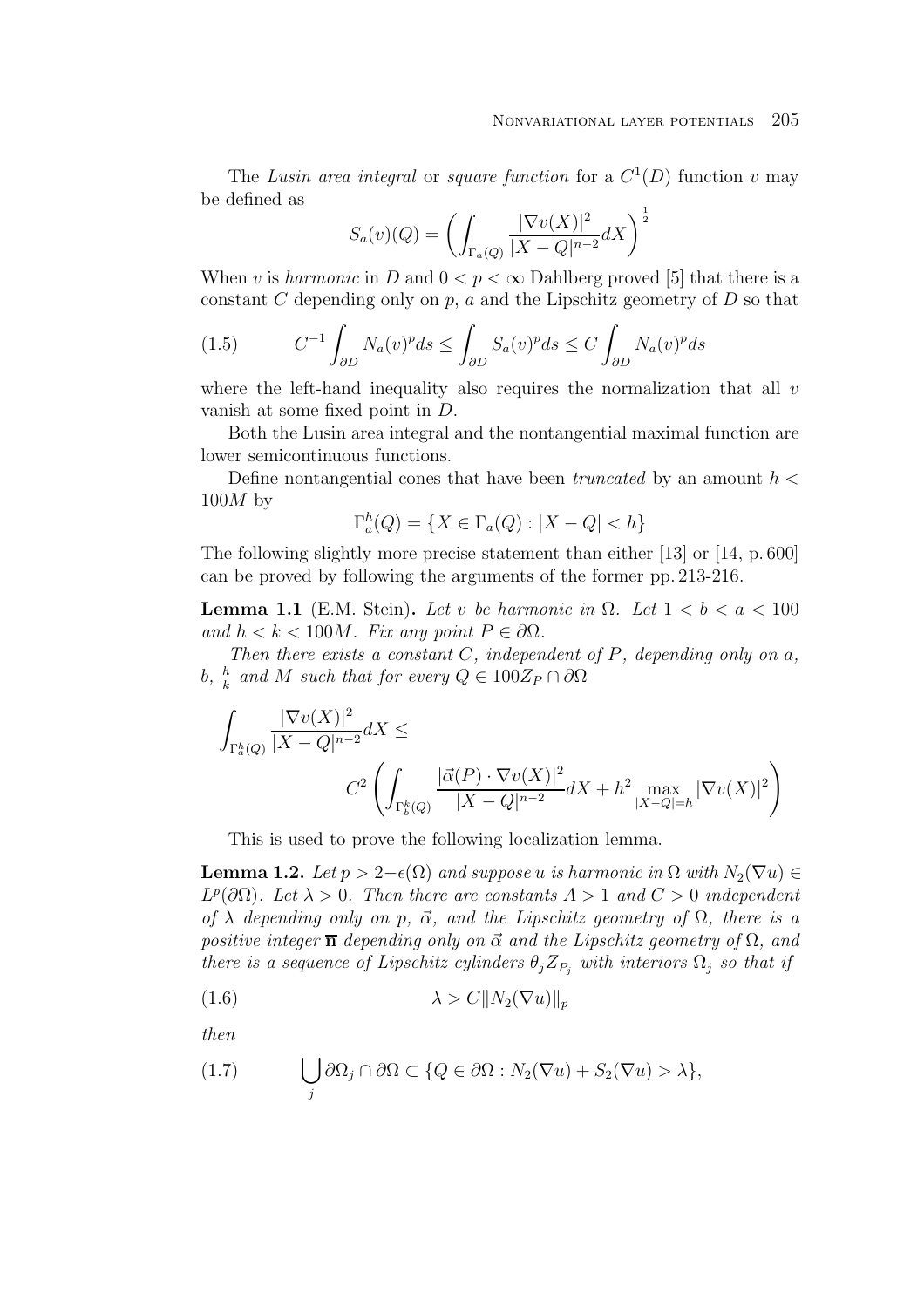The *Lusin area integral* or *square function* for a $C^1(D)$ function $v$ may be defined as

$$S_a(v)(Q) = \left( \int_{\Gamma_a(Q)} \frac{|\nabla v(X)|^2}{|X-Q|^{n-2}} dX \right)^{\frac{1}{2}}$$

When $v$ is *harmonic* in $D$ and $0 < p < \infty$ Dahlberg proved [5] that there is a constant $C$ depending only on $p$, $a$ and the Lipschitz geometry of $D$ so that

$$C^{-1} \int_{\partial D} N_a(v)^p ds \leq \int_{\partial D} S_a(v)^p ds \leq C \int_{\partial D} N_a(v)^p ds \tag{1.5}$$

where the left-hand inequality also requires the normalization that all $v$ vanish at some fixed point in $D$.

Both the Lusin area integral and the nontangential maximal function are lower semicontinuous functions.

Define nontangential cones that have been *truncated* by an amount $h < 100M$ by

$$\Gamma_a^h(Q) = \{X \in \Gamma_a(Q) : |X - Q| < h\}$$

The following slightly more precise statement than either [13] or [14, p. 600] can be proved by following the arguments of the former pp. 213-216.

**Lemma 1.1** (E.M. Stein)**.** *Let $v$ be harmonic in $\Omega$. Let $1 < b < a < 100$ and $h < k < 100M$. Fix any point $P \in \partial\Omega$.*

*Then there exists a constant $C$, independent of $P$, depending only on $a$, $b$, $\frac{h}{k}$ and $M$ such that for every $Q \in 100Z_P \cap \partial\Omega$*

$$\int_{\Gamma_a^h(Q)} \frac{|\nabla v(X)|^2}{|X-Q|^{n-2}} dX \leq C^2 \left( \int_{\Gamma_b^k(Q)} \frac{|\vec{\alpha}(P) \cdot \nabla v(X)|^2}{|X-Q|^{n-2}} dX + h^2 \max_{|X-Q|=h} |\nabla v(X)|^2 \right)$$

This is used to prove the following localization lemma.

**Lemma 1.2.** *Let $p > 2-\epsilon(\Omega)$ and suppose $u$ is harmonic in $\Omega$ with $N_2(\nabla u) \in L^p(\partial\Omega)$. Let $\lambda > 0$. Then there are constants $A > 1$ and $C > 0$ independent of $\lambda$ depending only on $p$, $\vec{\alpha}$, and the Lipschitz geometry of $\Omega$, there is a positive integer $\overline{\mathbf{n}}$ depending only on $\vec{\alpha}$ and the Lipschitz geometry of $\Omega$, and there is a sequence of Lipschitz cylinders $\theta_j Z_{P_j}$ with interiors $\Omega_j$ so that if*

$$\lambda > C \|N_2(\nabla u)\|_p \tag{1.6}$$

*then*

$$\bigcup_j \partial\Omega_j \cap \partial\Omega \subset \{Q \in \partial\Omega : N_2(\nabla u) + S_2(\nabla u) > \lambda\}, \tag{1.7}$$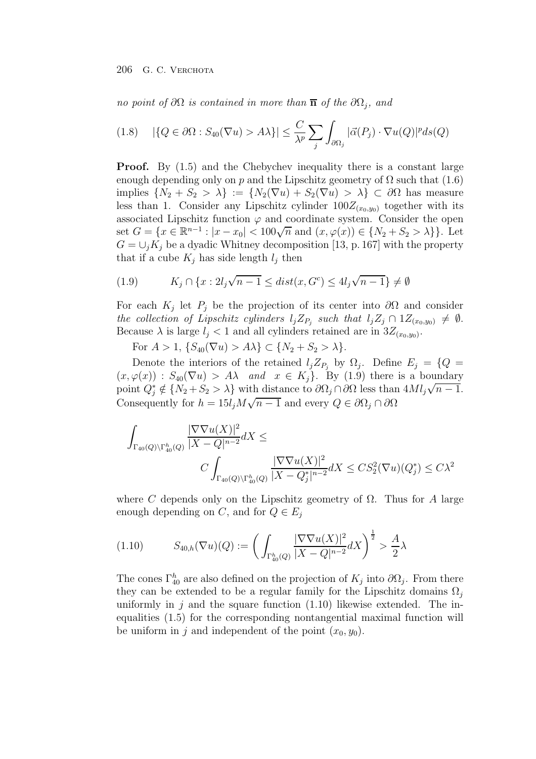*no point of $\partial\Omega$ is contained in more than $\overline{\mathbf{n}}$ of the $\partial\Omega_j$, and*

$$|\{Q \in \partial\Omega : S_{40}(\nabla u) > A\lambda\}| \leq \frac{C}{\lambda^p} \sum_j \int_{\partial\Omega_j} |\vec{\alpha}(P_j) \cdot \nabla u(Q)|^p ds(Q) \tag{1.8}$$

**Proof.** By (1.5) and the Chebychev inequality there is a constant large enough depending only on $p$ and the Lipschitz geometry of $\Omega$ such that (1.6) implies $\{N_2 + S_2 > \lambda\} := \{N_2(\nabla u) + S_2(\nabla u) > \lambda\} \subset \partial\Omega$ has measure less than 1. Consider any Lipschitz cylinder $100Z_{(x_0,y_0)}$ together with its associated Lipschitz function $\varphi$ and coordinate system. Consider the open set $G = \{x \in \mathbb{R}^{n-1} : |x - x_0| < 100\sqrt{n} \text{ and } (x, \varphi(x)) \in \{N_2 + S_2 > \lambda\}\}$. Let $G = \cup_j K_j$ be a dyadic Whitney decomposition [13, p. 167] with the property that if a cube $K_j$ has side length $l_j$ then

$$K_j \cap \{x : 2l_j\sqrt{n-1} \leq dist(x, G^c) \leq 4l_j\sqrt{n-1}\} \neq \emptyset \tag{1.9}$$

For each $K_j$ let $P_j$ be the projection of its center into $\partial\Omega$ and consider *the collection of Lipschitz cylinders $l_j Z_{P_j}$ such that $l_j Z_j \cap 1Z_{(x_0,y_0)} \neq \emptyset$.* Because $\lambda$ is large $l_j < 1$ and all cylinders retained are in $3Z_{(x_0,y_0)}$.

For $A > 1$, $\{S_{40}(\nabla u) > A\lambda\} \subset \{N_2 + S_2 > \lambda\}$.

Denote the interiors of the retained $l_j Z_{P_j}$ by $\Omega_j$. Define $E_j = \{Q = (x, \varphi(x)) : S_{40}(\nabla u) > A\lambda \;\; \textit{and} \;\; x \in K_j\}$. By (1.9) there is a boundary point $Q_j^* \notin \{N_2 + S_2 > \lambda\}$ with distance to $\partial\Omega_j \cap \partial\Omega$ less than $4Ml_j\sqrt{n-1}$. Consequently for $h = 15l_j M\sqrt{n-1}$ and every $Q \in \partial\Omega_j \cap \partial\Omega$

$$\int_{\Gamma_{40}(Q)\setminus\Gamma_{40}^h(Q)} \frac{|\nabla\nabla u(X)|^2}{|X - Q|^{n-2}} dX \leq C \int_{\Gamma_{40}(Q)\setminus\Gamma_{40}^h(Q)} \frac{|\nabla\nabla u(X)|^2}{|X - Q_j^*|^{n-2}} dX \leq CS_2^2(\nabla u)(Q_j^*) \leq C\lambda^2$$

where $C$ depends only on the Lipschitz geometry of $\Omega$. Thus for $A$ large enough depending on $C$, and for $Q \in E_j$

$$S_{40,h}(\nabla u)(Q) := \left( \int_{\Gamma_{40}^h(Q)} \frac{|\nabla\nabla u(X)|^2}{|X - Q|^{n-2}} dX \right)^{\frac{1}{2}} > \frac{A}{2}\lambda \tag{1.10}$$

The cones $\Gamma_{40}^h$ are also defined on the projection of $K_j$ into $\partial\Omega_j$. From there they can be extended to be a regular family for the Lipschitz domains $\Omega_j$ uniformly in $j$ and the square function (1.10) likewise extended. The inequalities (1.5) for the corresponding nontangential maximal function will be uniform in $j$ and independent of the point $(x_0, y_0)$.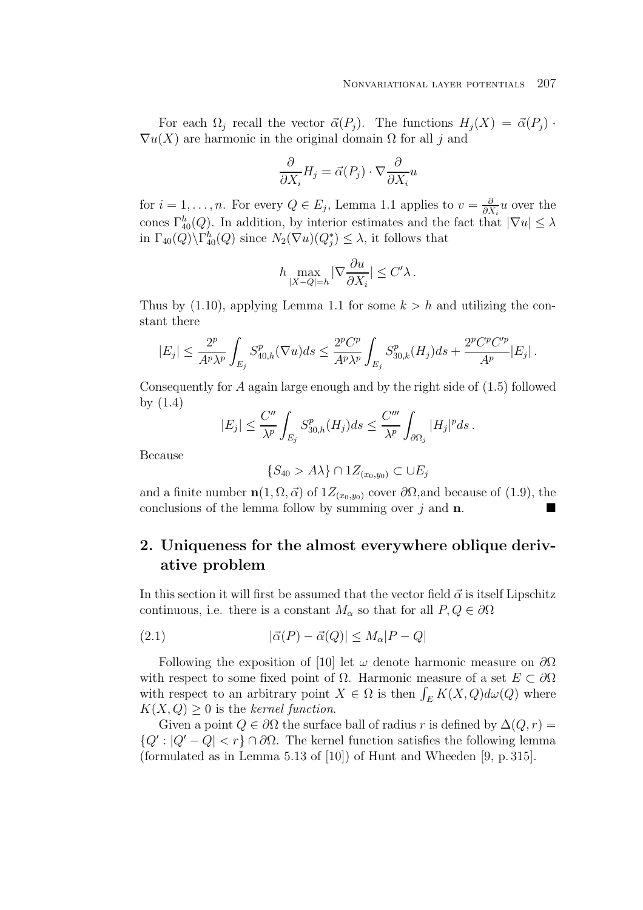For each $\Omega_j$ recall the vector $\vec{\alpha}(P_j)$. The functions $H_j(X) = \vec{\alpha}(P_j) \cdot \nabla u(X)$ are harmonic in the original domain $\Omega$ for all $j$ and

$$\frac{\partial}{\partial X_i} H_j = \vec{\alpha}(P_j) \cdot \nabla \frac{\partial}{\partial X_i} u$$

for $i = 1, \ldots, n$. For every $Q \in E_j$, Lemma 1.1 applies to $v = \frac{\partial}{\partial X_i} u$ over the cones $\Gamma_{40}^h(Q)$. In addition, by interior estimates and the fact that $|\nabla u| \leq \lambda$ in $\Gamma_{40}(Q) \backslash \Gamma_{40}^h(Q)$ since $N_2(\nabla u)(Q_j^*) \leq \lambda$, it follows that

$$h \max_{|X-Q|=h} |\nabla \frac{\partial u}{\partial X_i}| \leq C' \lambda .$$

Thus by (1.10), applying Lemma 1.1 for some $k > h$ and utilizing the constant there

$$|E_j| \leq \frac{2^p}{A^p \lambda^p} \int_{E_j} S_{40,h}^p (\nabla u) ds \leq \frac{2^p C^p}{A^p \lambda^p} \int_{E_j} S_{30,k}^p (H_j) ds + \frac{2^p C^p C'^p}{A^p} |E_j| .$$

Consequently for $A$ again large enough and by the right side of (1.5) followed by (1.4)

$$|E_j| \leq \frac{C''}{\lambda^p} \int_{E_j} S_{30,h}^p (H_j) ds \leq \frac{C'''}{\lambda^p} \int_{\partial \Omega_j} |H_j|^p ds .$$

Because

$$\{S_{40} > A\lambda\} \cap 1Z_{(x_0,y_0)} \subset \cup E_j$$

and a finite number $\mathbf{n}(1, \Omega, \vec{\alpha})$ of $1Z_{(x_0,y_0)}$ cover $\partial\Omega$,and because of (1.9), the conclusions of the lemma follow by summing over $j$ and $\mathbf{n}$. ∎

## 2. Uniqueness for the almost everywhere oblique derivative problem

In this section it will first be assumed that the vector field $\vec{\alpha}$ is itself Lipschitz continuous, i.e. there is a constant $M_\alpha$ so that for all $P, Q \in \partial\Omega$

$$|\vec{\alpha}(P) - \vec{\alpha}(Q)| \leq M_\alpha |P - Q| \tag{2.1}$$

Following the exposition of [10] let $\omega$ denote harmonic measure on $\partial\Omega$ with respect to some fixed point of $\Omega$. Harmonic measure of a set $E \subset \partial\Omega$ with respect to an arbitrary point $X \in \Omega$ is then $\int_E K(X,Q) d\omega(Q)$ where $K(X,Q) \geq 0$ is the *kernel function*.

Given a point $Q \in \partial\Omega$ the surface ball of radius $r$ is defined by $\Delta(Q,r) = \{Q' : |Q' - Q| < r\} \cap \partial\Omega$. The kernel function satisfies the following lemma (formulated as in Lemma 5.13 of [10]) of Hunt and Wheeden [9, p. 315].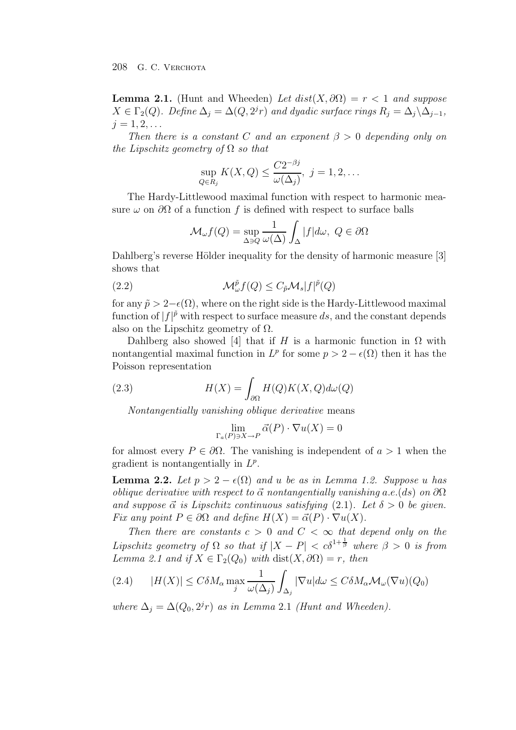**Lemma 2.1.** (Hunt and Wheeden) *Let $dist(X, \partial\Omega) = r < 1$ and suppose $X \in \Gamma_2(Q)$. Define $\Delta_j = \Delta(Q, 2^j r)$ and dyadic surface rings $R_j = \Delta_j \backslash \Delta_{j-1}$, $j = 1, 2, \ldots$*

*Then there is a constant $C$ and an exponent $\beta > 0$ depending only on the Lipschitz geometry of $\Omega$ so that*

$$\sup_{Q \in R_j} K(X, Q) \leq \frac{C 2^{-\beta j}}{\omega(\Delta_j)}, \ j = 1, 2, \ldots$$

The Hardy-Littlewood maximal function with respect to harmonic measure $\omega$ on $\partial\Omega$ of a function $f$ is defined with respect to surface balls

$$\mathcal{M}_\omega f(Q) = \sup_{\Delta \ni Q} \frac{1}{\omega(\Delta)} \int_\Delta |f| d\omega, \ Q \in \partial\Omega$$

Dahlberg's reverse Hölder inequality for the density of harmonic measure [3] shows that

$$\mathcal{M}_\omega^{\tilde{p}} f(Q) \leq C_{\tilde{p}} \mathcal{M}_s |f|^{\tilde{p}}(Q) \tag{2.2}$$

for any $\tilde{p} > 2 - \epsilon(\Omega)$, where on the right side is the Hardy-Littlewood maximal function of $|f|^{\tilde{p}}$ with respect to surface measure $ds$, and the constant depends also on the Lipschitz geometry of $\Omega$.

Dahlberg also showed [4] that if $H$ is a harmonic function in $\Omega$ with nontangential maximal function in $L^p$ for some $p > 2 - \epsilon(\Omega)$ then it has the Poisson representation

$$H(X) = \int_{\partial\Omega} H(Q) K(X, Q) d\omega(Q) \tag{2.3}$$

*Nontangentially vanishing oblique derivative* means

$$\lim_{\Gamma_a(P) \ni X \to P} \vec{\alpha}(P) \cdot \nabla u(X) = 0$$

for almost every $P \in \partial\Omega$. The vanishing is independent of $a > 1$ when the gradient is nontangentially in $L^p$.

**Lemma 2.2.** *Let $p > 2 - \epsilon(\Omega)$ and $u$ be as in Lemma 1.2. Suppose $u$ has oblique derivative with respect to $\vec{\alpha}$ nontangentially vanishing a.e.$(ds)$ on $\partial\Omega$ and suppose $\vec{\alpha}$ is Lipschitz continuous satisfying* (2.1). *Let $\delta > 0$ be given. Fix any point $P \in \partial\Omega$ and define $H(X) = \vec{\alpha}(P) \cdot \nabla u(X)$.*

*Then there are constants $c > 0$ and $C < \infty$ that depend only on the Lipschitz geometry of $\Omega$ so that if $|X - P| < c\delta^{1+\frac{1}{\beta}}$ where $\beta > 0$ is from Lemma 2.1 and if $X \in \Gamma_2(Q_0)$ with $\mathrm{dist}(X, \partial\Omega) = r$, then*

$$|H(X)| \leq C\delta M_\alpha \max_j \frac{1}{\omega(\Delta_j)} \int_{\Delta_j} |\nabla u| d\omega \leq C\delta M_\alpha \mathcal{M}_\omega(\nabla u)(Q_0) \tag{2.4}$$

*where $\Delta_j = \Delta(Q_0, 2^j r)$ as in Lemma* 2.1 *(Hunt and Wheeden).*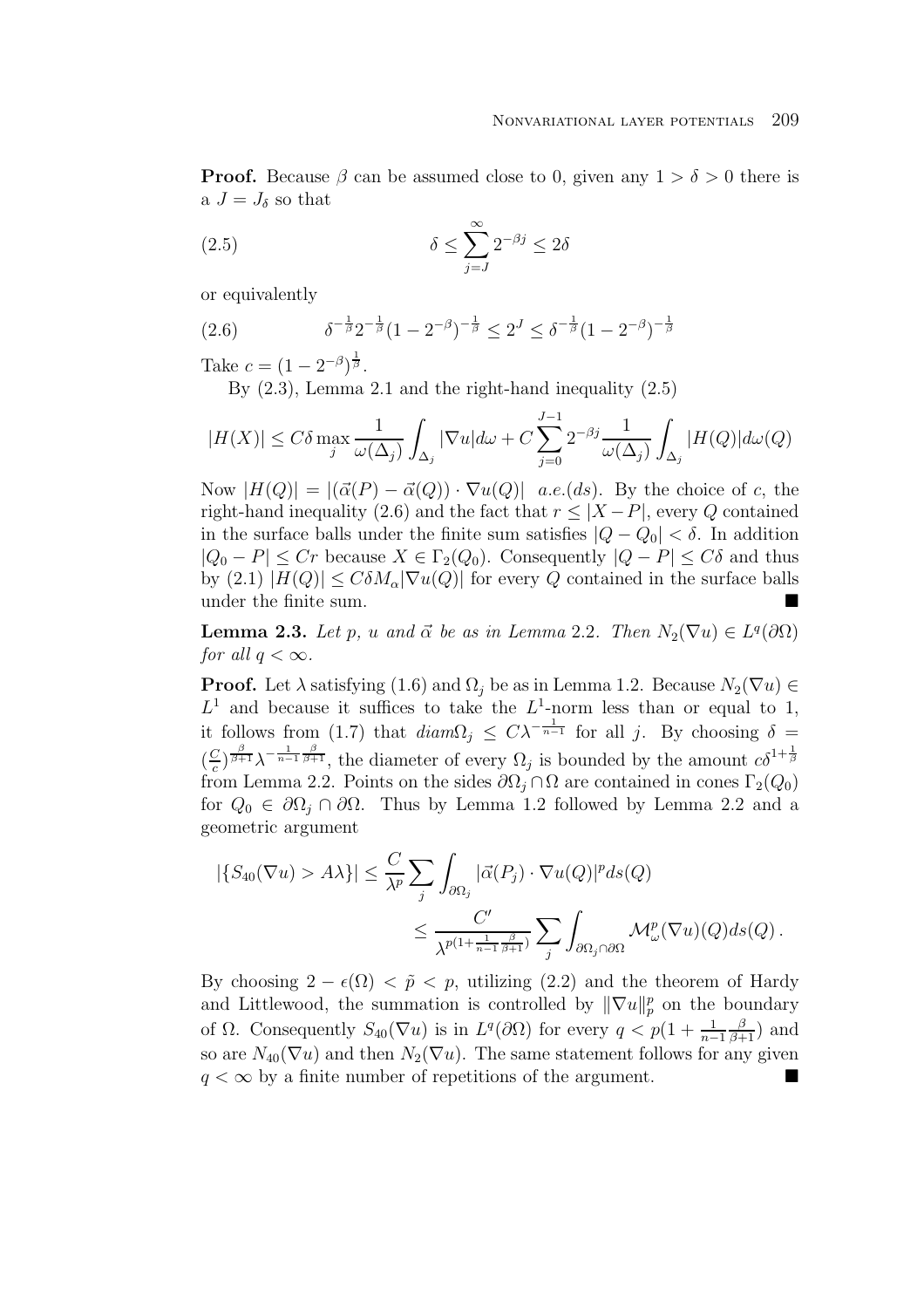**Proof.** Because $\beta$ can be assumed close to 0, given any $1 > \delta > 0$ there is a $J = J_\delta$ so that

$$\delta \leq \sum_{j=J}^{\infty} 2^{-\beta j} \leq 2\delta \tag{2.5}$$

or equivalently

$$\delta^{-\frac{1}{\beta}} 2^{-\frac{1}{\beta}} (1 - 2^{-\beta})^{-\frac{1}{\beta}} \leq 2^J \leq \delta^{-\frac{1}{\beta}} (1 - 2^{-\beta})^{-\frac{1}{\beta}} \tag{2.6}$$

Take $c = (1 - 2^{-\beta})^{\frac{1}{\beta}}$.

By (2.3), Lemma 2.1 and the right-hand inequality (2.5)

$$|H(X)| \leq C\delta \max_j \frac{1}{\omega(\Delta_j)} \int_{\Delta_j} |\nabla u| d\omega + C \sum_{j=0}^{J-1} 2^{-\beta j} \frac{1}{\omega(\Delta_j)} \int_{\Delta_j} |H(Q)| d\omega(Q)$$

Now $|H(Q)| = |(\vec{\alpha}(P) - \vec{\alpha}(Q)) \cdot \nabla u(Q)|$ $a.e.(ds)$. By the choice of $c$, the right-hand inequality (2.6) and the fact that $r \leq |X - P|$, every $Q$ contained in the surface balls under the finite sum satisfies $|Q - Q_0| < \delta$. In addition $|Q_0 - P| \leq Cr$ because $X \in \Gamma_2(Q_0)$. Consequently $|Q - P| \leq C\delta$ and thus by (2.1) $|H(Q)| \leq C\delta M_\alpha |\nabla u(Q)|$ for every $Q$ contained in the surface balls under the finite sum. ∎

**Lemma 2.3.** *Let $p$, $u$ and $\vec{\alpha}$ be as in Lemma* 2.2*. Then $N_2(\nabla u) \in L^q(\partial\Omega)$ for all $q < \infty$.*

**Proof.** Let $\lambda$ satisfying (1.6) and $\Omega_j$ be as in Lemma 1.2. Because $N_2(\nabla u) \in L^1$ and because it suffices to take the $L^1$-norm less than or equal to 1, it follows from (1.7) that $diam\Omega_j \leq C\lambda^{-\frac{1}{n-1}}$ for all $j$. By choosing $\delta = (\frac{C}{c})^{\frac{\beta}{\beta+1}} \lambda^{-\frac{1}{n-1}\frac{\beta}{\beta+1}}$, the diameter of every $\Omega_j$ is bounded by the amount $c\delta^{1+\frac{1}{\beta}}$ from Lemma 2.2. Points on the sides $\partial\Omega_j \cap \Omega$ are contained in cones $\Gamma_2(Q_0)$ for $Q_0 \in \partial\Omega_j \cap \partial\Omega$. Thus by Lemma 1.2 followed by Lemma 2.2 and a geometric argument

$$\begin{aligned}
|\{S_{40}(\nabla u) > A\lambda\}| &\leq \frac{C}{\lambda^p} \sum_j \int_{\partial\Omega_j} |\vec{\alpha}(P_j) \cdot \nabla u(Q)|^p ds(Q) \\
&\leq \frac{C'}{\lambda^{p(1+\frac{1}{n-1}\frac{\beta}{\beta+1})}} \sum_j \int_{\partial\Omega_j \cap \partial\Omega} \mathcal{M}^p_\omega(\nabla u)(Q) ds(Q) \,.
\end{aligned}$$

By choosing $2 - \epsilon(\Omega) < \tilde{p} < p$, utilizing (2.2) and the theorem of Hardy and Littlewood, the summation is controlled by $\|\nabla u\|^p_p$ on the boundary of $\Omega$. Consequently $S_{40}(\nabla u)$ is in $L^q(\partial\Omega)$ for every $q < p(1 + \frac{1}{n-1}\frac{\beta}{\beta+1})$ and so are $N_{40}(\nabla u)$ and then $N_2(\nabla u)$. The same statement follows for any given $q < \infty$ by a finite number of repetitions of the argument. ∎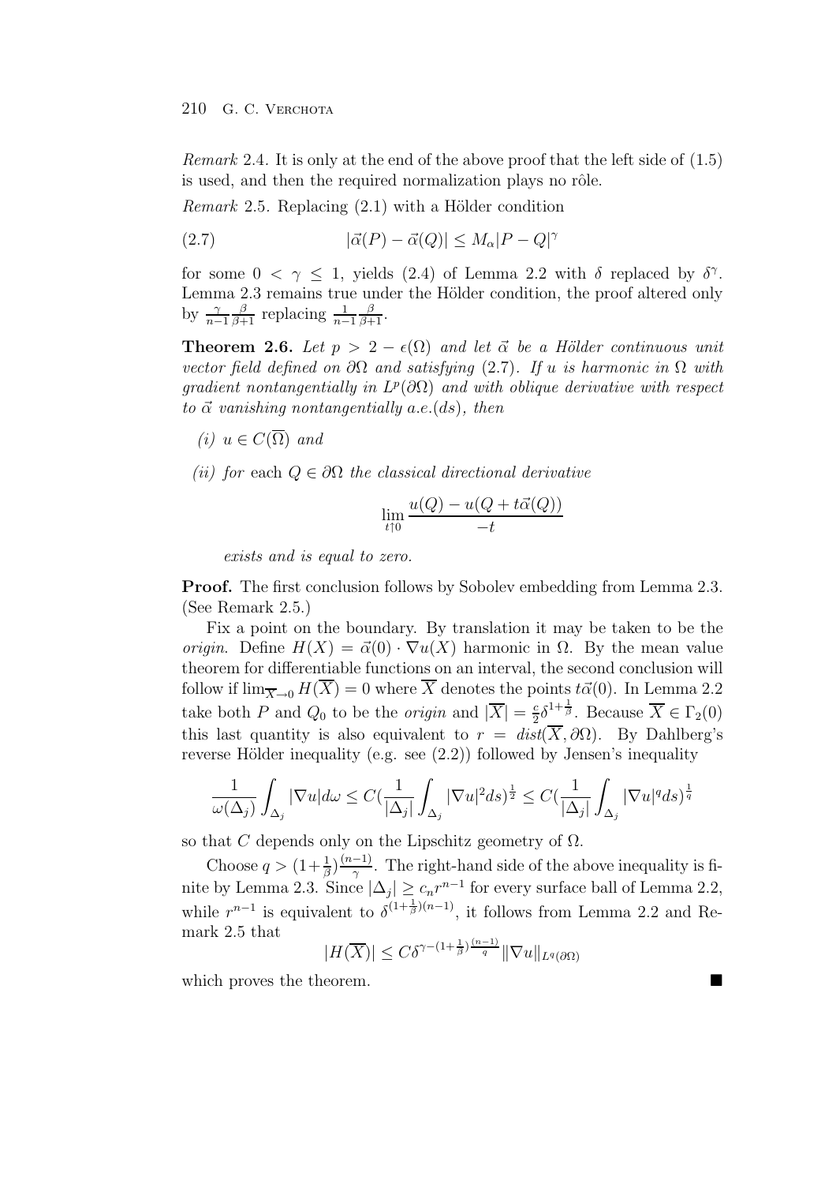*Remark* 2.4. It is only at the end of the above proof that the left side of (1.5) is used, and then the required normalization plays no rôle.

*Remark* 2.5. Replacing (2.1) with a Hölder condition

$$|\vec{\alpha}(P) - \vec{\alpha}(Q)| \leq M_\alpha |P - Q|^\gamma \tag{2.7}$$

for some $0 < \gamma \leq 1$, yields (2.4) of Lemma 2.2 with $\delta$ replaced by $\delta^\gamma$. Lemma 2.3 remains true under the Hölder condition, the proof altered only by $\frac{\gamma}{n-1}\frac{\beta}{\beta+1}$ replacing $\frac{1}{n-1}\frac{\beta}{\beta+1}$.

**Theorem 2.6.** *Let $p > 2 - \epsilon(\Omega)$ and let $\vec{\alpha}$ be a Hölder continuous unit vector field defined on $\partial\Omega$ and satisfying* (2.7). *If $u$ is harmonic in $\Omega$ with gradient nontangentially in $L^p(\partial\Omega)$ and with oblique derivative with respect to $\vec{\alpha}$ vanishing nontangentially a.e.$(ds)$, then*

*(i) $u \in C(\overline{\Omega})$ and*

*(ii) for* each $Q \in \partial\Omega$ *the classical directional derivative*

$$\lim_{t \uparrow 0} \frac{u(Q) - u(Q + t\vec{\alpha}(Q))}{-t}$$

*exists and is equal to zero.*

**Proof.** The first conclusion follows by Sobolev embedding from Lemma 2.3. (See Remark 2.5.)

Fix a point on the boundary. By translation it may be taken to be the *origin*. Define $H(X) = \vec{\alpha}(0) \cdot \nabla u(X)$ harmonic in $\Omega$. By the mean value theorem for differentiable functions on an interval, the second conclusion will follow if $\lim_{\overline{X} \to 0} H(\overline{X}) = 0$ where $\overline{X}$ denotes the points $t\vec{\alpha}(0)$. In Lemma 2.2 take both $P$ and $Q_0$ to be the *origin* and $|\overline{X}| = \frac{c}{2}\delta^{1+\frac{1}{\beta}}$. Because $\overline{X} \in \Gamma_2(0)$ this last quantity is also equivalent to $r = dist(\overline{X}, \partial\Omega)$. By Dahlberg's reverse Hölder inequality (e.g. see (2.2)) followed by Jensen's inequality

$$\frac{1}{\omega(\Delta_j)} \int_{\Delta_j} |\nabla u| d\omega \leq C\Big(\frac{1}{|\Delta_j|} \int_{\Delta_j} |\nabla u|^2 ds\Big)^{\frac{1}{2}} \leq C\Big(\frac{1}{|\Delta_j|} \int_{\Delta_j} |\nabla u|^q ds\Big)^{\frac{1}{q}}$$

so that $C$ depends only on the Lipschitz geometry of $\Omega$.

Choose $q > (1+\frac{1}{\beta})\frac{(n-1)}{\gamma}$. The right-hand side of the above inequality is finite by Lemma 2.3. Since $|\Delta_j| \geq c_n r^{n-1}$ for every surface ball of Lemma 2.2, while $r^{n-1}$ is equivalent to $\delta^{(1+\frac{1}{\beta})(n-1)}$, it follows from Lemma 2.2 and Remark 2.5 that

$$|H(\overline{X})| \leq C\delta^{\gamma - (1+\frac{1}{\beta})\frac{(n-1)}{q}} \|\nabla u\|_{L^q(\partial\Omega)}$$

which proves the theorem. ■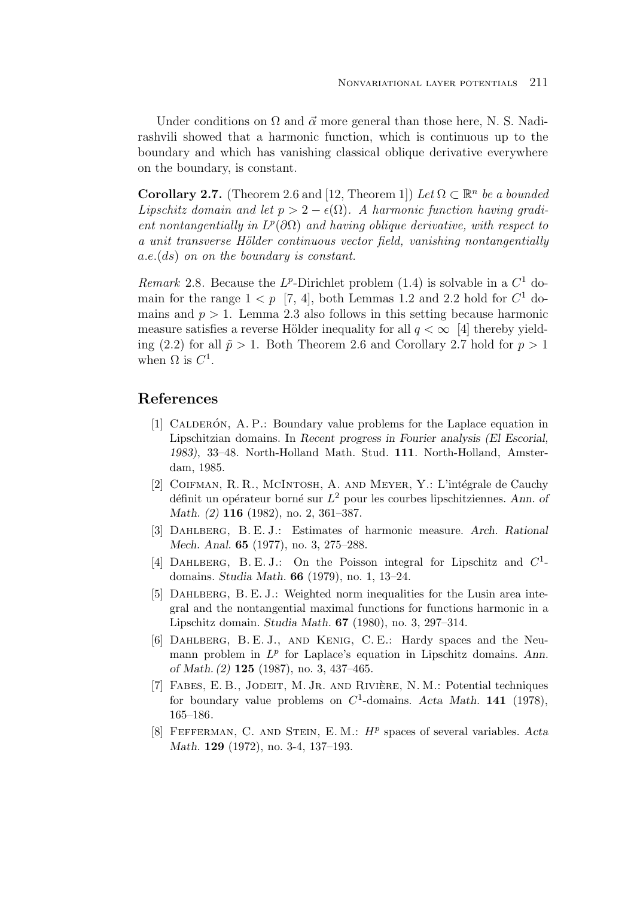Under conditions on $\Omega$ and $\vec{\alpha}$ more general than those here, N. S. Nadirashvili showed that a harmonic function, which is continuous up to the boundary and which has vanishing classical oblique derivative everywhere on the boundary, is constant.

**Corollary 2.7.** (Theorem 2.6 and [12, Theorem 1]) *Let $\Omega \subset \mathbb{R}^n$ be a bounded Lipschitz domain and let $p > 2 - \epsilon(\Omega)$. A harmonic function having gradient nontangentially in $L^p(\partial\Omega)$ and having oblique derivative, with respect to a unit transverse Hölder continuous vector field, vanishing nontangentially a.e.$(ds)$ on on the boundary is constant.*

*Remark* 2.8. Because the $L^p$-Dirichlet problem (1.4) is solvable in a $C^1$ domain for the range $1 < p$ [7, 4], both Lemmas 1.2 and 2.2 hold for $C^1$ domains and $p > 1$. Lemma 2.3 also follows in this setting because harmonic measure satisfies a reverse Hölder inequality for all $q < \infty$ [4] thereby yielding (2.2) for all $\tilde{p} > 1$. Both Theorem 2.6 and Corollary 2.7 hold for $p > 1$ when $\Omega$ is $C^1$.

## References

[1] Calderón, A. P.: Boundary value problems for the Laplace equation in Lipschitzian domains. In *Recent progress in Fourier analysis (El Escorial, 1983)*, 33–48. North-Holland Math. Stud. **111**. North-Holland, Amsterdam, 1985.

[2] Coifman, R. R., McIntosh, A. and Meyer, Y.: L'intégrale de Cauchy définit un opérateur borné sur $L^2$ pour les courbes lipschitziennes. *Ann. of Math. (2)* **116** (1982), no. 2, 361–387.

[3] Dahlberg, B. E. J.: Estimates of harmonic measure. *Arch. Rational Mech. Anal.* **65** (1977), no. 3, 275–288.

[4] Dahlberg, B. E. J.: On the Poisson integral for Lipschitz and $C^1$-domains. *Studia Math.* **66** (1979), no. 1, 13–24.

[5] Dahlberg, B. E. J.: Weighted norm inequalities for the Lusin area integral and the nontangential maximal functions for functions harmonic in a Lipschitz domain. *Studia Math.* **67** (1980), no. 3, 297–314.

[6] Dahlberg, B. E. J., and Kenig, C. E.: Hardy spaces and the Neumann problem in $L^p$ for Laplace's equation in Lipschitz domains. *Ann. of Math. (2)* **125** (1987), no. 3, 437–465.

[7] Fabes, E. B., Jodeit, M. Jr. and Rivière, N. M.: Potential techniques for boundary value problems on $C^1$-domains. *Acta Math.* **141** (1978), 165–186.

[8] Fefferman, C. and Stein, E. M.: $H^p$ spaces of several variables. *Acta Math.* **129** (1972), no. 3-4, 137–193.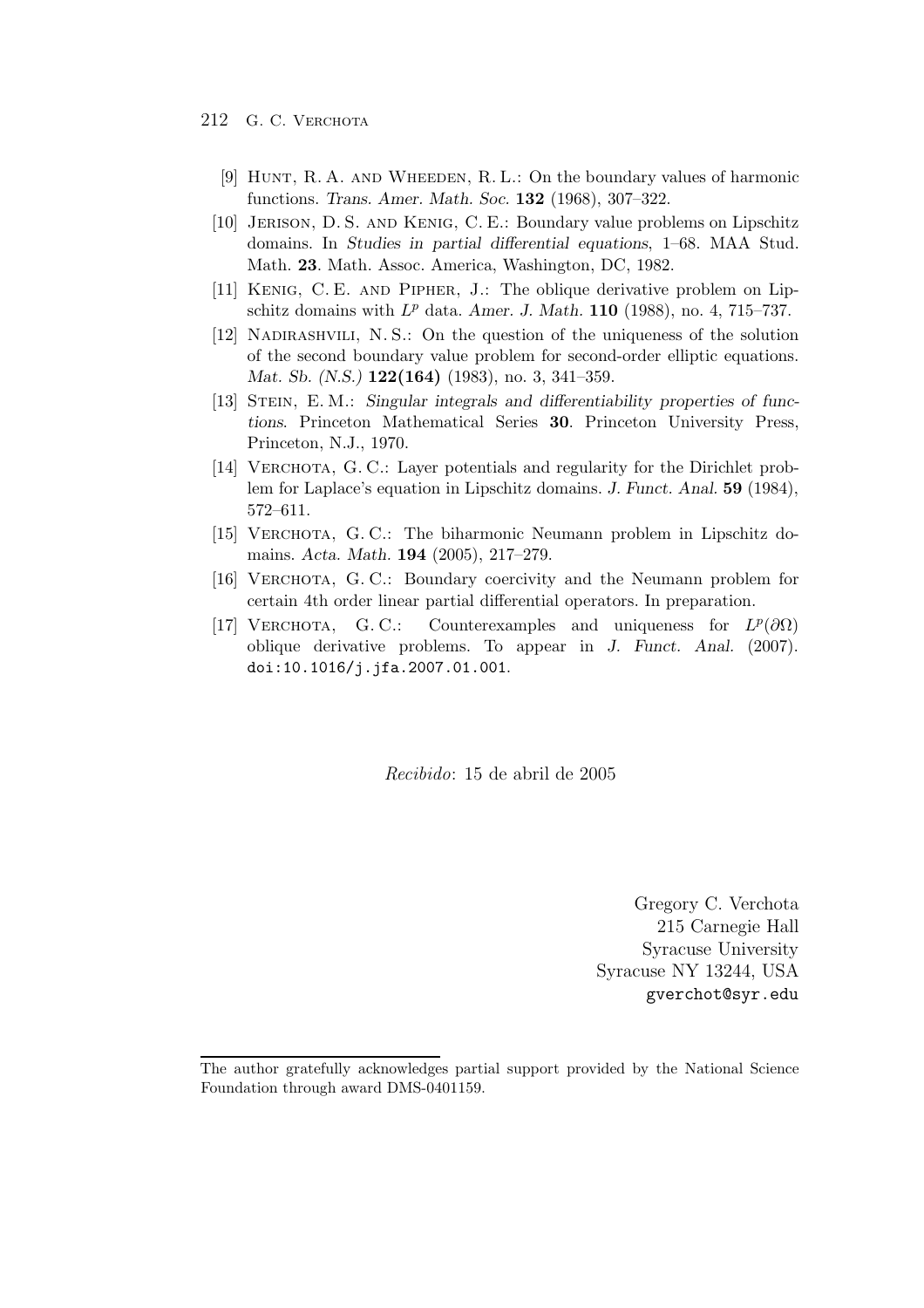[9] Hunt, R. A. and Wheeden, R. L.: On the boundary values of harmonic functions. *Trans. Amer. Math. Soc.* **132** (1968), 307–322.

[10] Jerison, D. S. and Kenig, C. E.: Boundary value problems on Lipschitz domains. In *Studies in partial differential equations*, 1–68. MAA Stud. Math. **23**. Math. Assoc. America, Washington, DC, 1982.

[11] Kenig, C. E. and Pipher, J.: The oblique derivative problem on Lipschitz domains with $L^p$ data. *Amer. J. Math.* **110** (1988), no. 4, 715–737.

[12] Nadirashvili, N. S.: On the question of the uniqueness of the solution of the second boundary value problem for second-order elliptic equations. *Mat. Sb. (N.S.)* **122(164)** (1983), no. 3, 341–359.

[13] Stein, E. M.: *Singular integrals and differentiability properties of functions*. Princeton Mathematical Series **30**. Princeton University Press, Princeton, N.J., 1970.

[14] Verchota, G. C.: Layer potentials and regularity for the Dirichlet problem for Laplace's equation in Lipschitz domains. *J. Funct. Anal.* **59** (1984), 572–611.

[15] Verchota, G. C.: The biharmonic Neumann problem in Lipschitz domains. *Acta. Math.* **194** (2005), 217–279.

[16] Verchota, G. C.: Boundary coercivity and the Neumann problem for certain 4th order linear partial differential operators. In preparation.

[17] Verchota, G. C.: Counterexamples and uniqueness for $L^p(\partial\Omega)$ oblique derivative problems. To appear in *J. Funct. Anal.* (2007). doi:10.1016/j.jfa.2007.01.001.

*Recibido*: 15 de abril de 2005

Gregory C. Verchota
215 Carnegie Hall
Syracuse University
Syracuse NY 13244, USA
gverchot@syr.edu

The author gratefully acknowledges partial support provided by the National Science Foundation through award DMS-0401159.